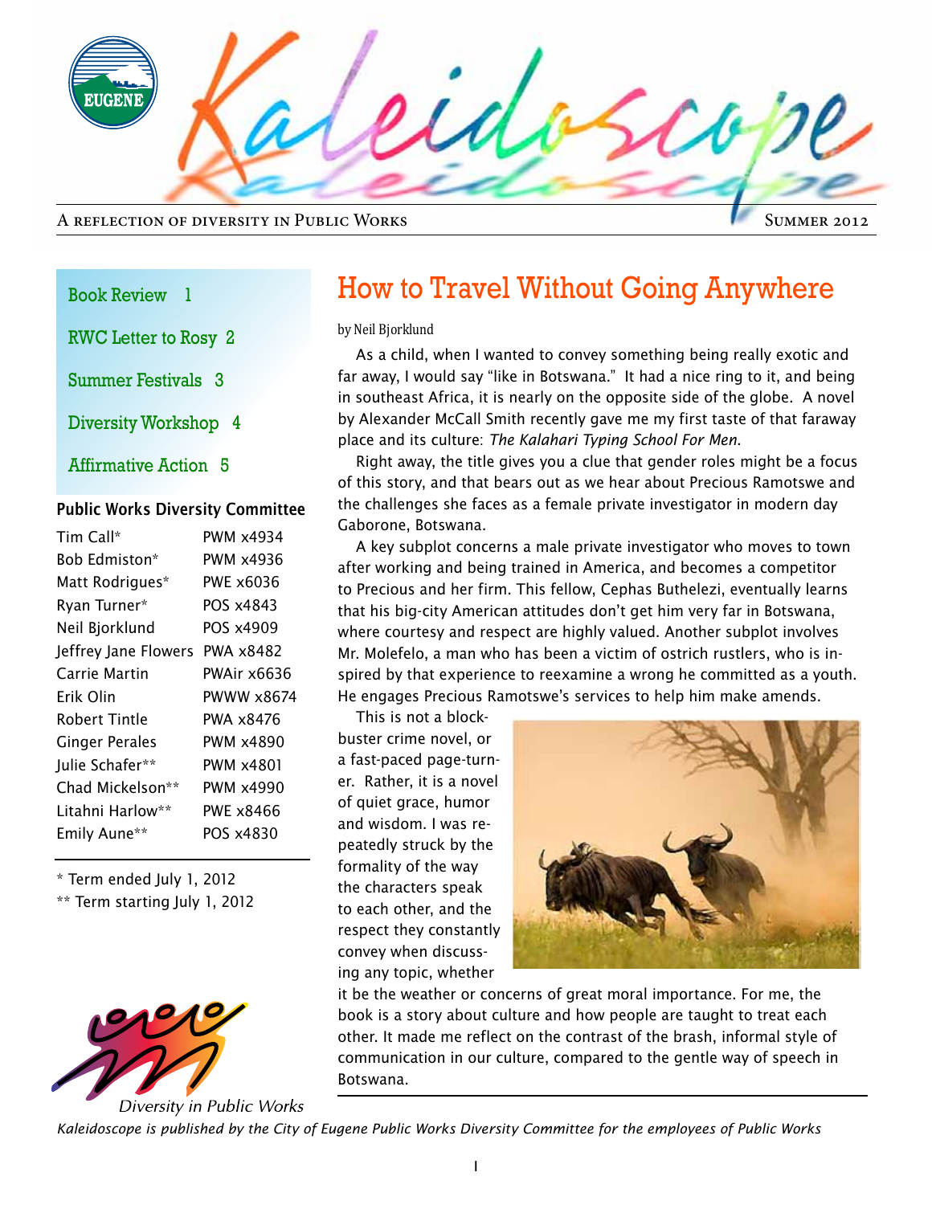# Kaleidoscope

A reflection of diversity in Public Works — Summer 2012

- Book Review 1
- RWC Letter to Rosy 2
- Summer Festivals 3
- Diversity Workshop 4
- Affirmative Action 5

**Public Works Diversity Committee**

| Name | Contact |
|---|---|
| Tim Call* | PWM x4934 |
| Bob Edmiston* | PWM x4936 |
| Matt Rodrigues* | PWE x6036 |
| Ryan Turner* | POS x4843 |
| Neil Bjorklund | POS x4909 |
| Jeffrey Jane Flowers | PWA x8482 |
| Carrie Martin | PWAir x6636 |
| Erik Olin | PWWW x8674 |
| Robert Tintle | PWA x8476 |
| Ginger Perales | PWM x4890 |
| Julie Schafer** | PWM x4801 |
| Chad Mickelson** | PWM x4990 |
| Litahni Harlow** | PWE x8466 |
| Emily Aune** | POS x4830 |

\* Term ended July 1, 2012
\** Term starting July 1, 2012

Diversity in Public Works

## How to Travel Without Going Anywhere

by Neil Bjorklund

As a child, when I wanted to convey something being really exotic and far away, I would say "like in Botswana." It had a nice ring to it, and being in southeast Africa, it is nearly on the opposite side of the globe. A novel by Alexander McCall Smith recently gave me my first taste of that faraway place and its culture: *The Kalahari Typing School For Men*.

Right away, the title gives you a clue that gender roles might be a focus of this story, and that bears out as we hear about Precious Ramotswe and the challenges she faces as a female private investigator in modern day Gaborone, Botswana.

A key subplot concerns a male private investigator who moves to town after working and being trained in America, and becomes a competitor to Precious and her firm. This fellow, Cephas Buthelezi, eventually learns that his big-city American attitudes don't get him very far in Botswana, where courtesy and respect are highly valued. Another subplot involves Mr. Molefelo, a man who has been a victim of ostrich rustlers, who is inspired by that experience to reexamine a wrong he committed as a youth. He engages Precious Ramotswe's services to help him make amends.

This is not a blockbuster crime novel, or a fast-paced page-turner. Rather, it is a novel of quiet grace, humor and wisdom. I was repeatedly struck by the formality of the way the characters speak to each other, and the respect they constantly convey when discussing any topic, whether it be the weather or concerns of great moral importance. For me, the book is a story about culture and how people are taught to treat each other. It made me reflect on the contrast of the brash, informal style of communication in our culture, compared to the gentle way of speech in Botswana.

*Kaleidoscope is published by the City of Eugene Public Works Diversity Committee for the employees of Public Works*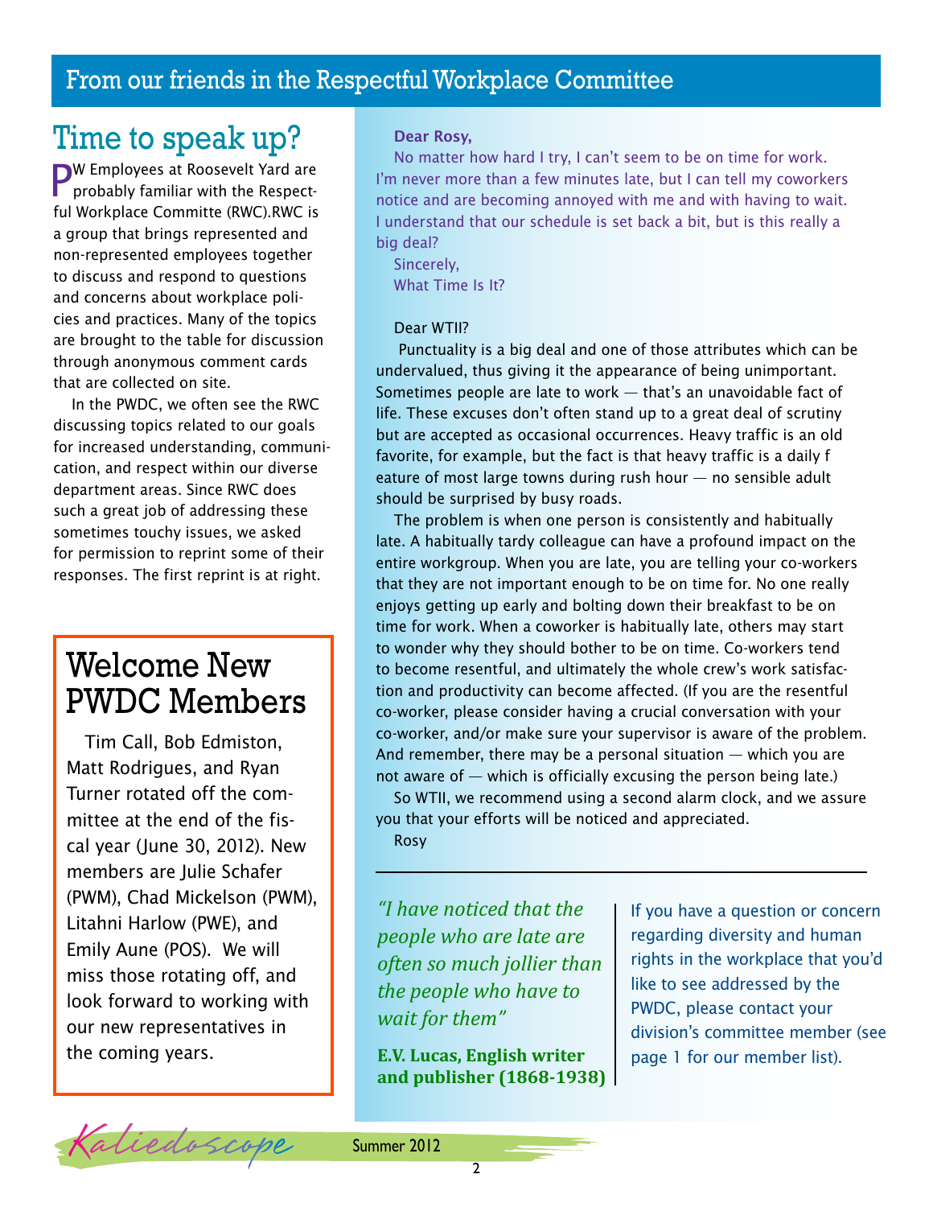## From our friends in the Respectful Workplace Committee

# Time to speak up?

PW Employees at Roosevelt Yard are probably familiar with the Respectful Workplace Committe (RWC).RWC is a group that brings represented and non-represented employees together to discuss and respond to questions and concerns about workplace policies and practices. Many of the topics are brought to the table for discussion through anonymous comment cards that are collected on site.

In the PWDC, we often see the RWC discussing topics related to our goals for increased understanding, communication, and respect within our diverse department areas. Since RWC does such a great job of addressing these sometimes touchy issues, we asked for permission to reprint some of their responses. The first reprint is at right.

**Dear Rosy,**

No matter how hard I try, I can't seem to be on time for work. I'm never more than a few minutes late, but I can tell my coworkers notice and are becoming annoyed with me and with having to wait. I understand that our schedule is set back a bit, but is this really a big deal?

Sincerely,
What Time Is It?

Dear WTII?

Punctuality is a big deal and one of those attributes which can be undervalued, thus giving it the appearance of being unimportant. Sometimes people are late to work — that's an unavoidable fact of life. These excuses don't often stand up to a great deal of scrutiny but are accepted as occasional occurrences. Heavy traffic is an old favorite, for example, but the fact is that heavy traffic is a daily f eature of most large towns during rush hour — no sensible adult should be surprised by busy roads.

The problem is when one person is consistently and habitually late. A habitually tardy colleague can have a profound impact on the entire workgroup. When you are late, you are telling your co-workers that they are not important enough to be on time for. No one really enjoys getting up early and bolting down their breakfast to be on time for work. When a coworker is habitually late, others may start to wonder why they should bother to be on time. Co-workers tend to become resentful, and ultimately the whole crew's work satisfaction and productivity can become affected. (If you are the resentful co-worker, please consider having a crucial conversation with your co-worker, and/or make sure your supervisor is aware of the problem. And remember, there may be a personal situation — which you are not aware of — which is officially excusing the person being late.)

So WTII, we recommend using a second alarm clock, and we assure you that your efforts will be noticed and appreciated.

Rosy

*"I have noticed that the people who are late are often so much jollier than the people who have to wait for them"*

**E.V. Lucas, English writer and publisher (1868-1938)**

If you have a question or concern regarding diversity and human rights in the workplace that you'd like to see addressed by the PWDC, please contact your division's committee member (see page 1 for our member list).

# Welcome New PWDC Members

Tim Call, Bob Edmiston, Matt Rodrigues, and Ryan Turner rotated off the committee at the end of the fiscal year (June 30, 2012). New members are Julie Schafer (PWM), Chad Mickelson (PWM), Litahni Harlow (PWE), and Emily Aune (POS). We will miss those rotating off, and look forward to working with our new representatives in the coming years.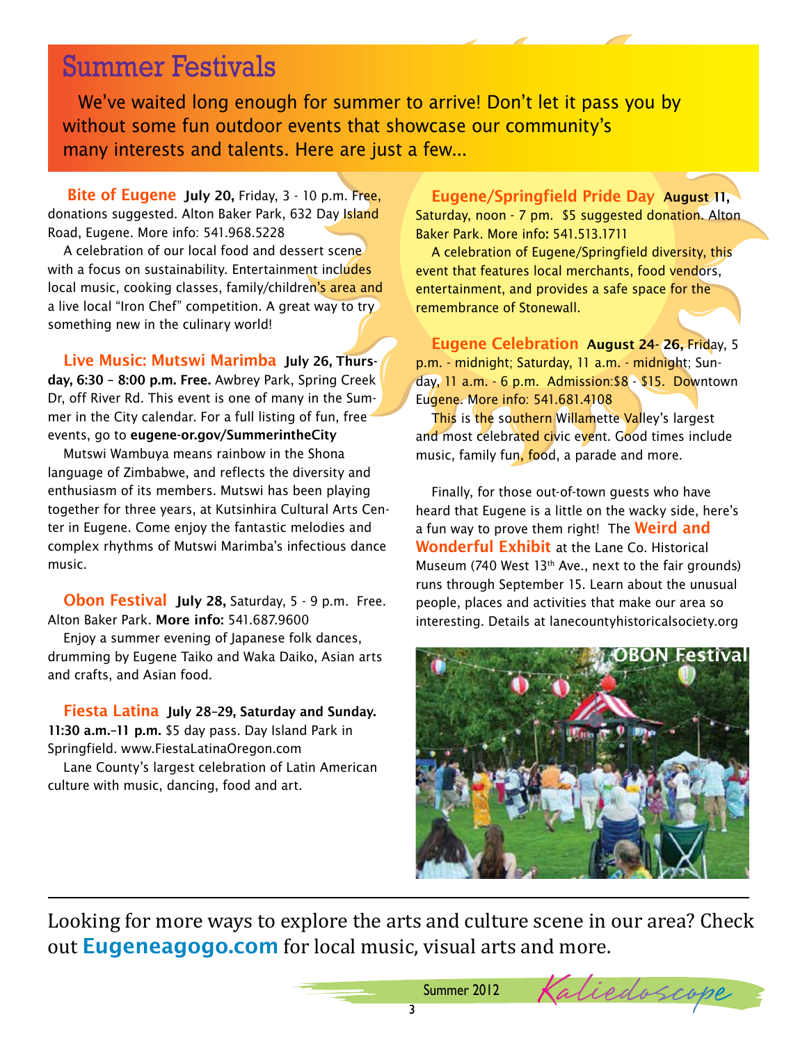# Summer Festivals

We've waited long enough for summer to arrive! Don't let it pass you by without some fun outdoor events that showcase our community's many interests and talents. Here are just a few...

**Bite of Eugene** **July 20,** Friday, 3 - 10 p.m. Free, donations suggested. Alton Baker Park, 632 Day Island Road, Eugene. More info: 541.968.5228

A celebration of our local food and dessert scene with a focus on sustainability. Entertainment includes local music, cooking classes, family/children's area and a live local "Iron Chef" competition. A great way to try something new in the culinary world!

**Live Music: Mutswi Marimba** **July 26, Thursday, 6:30 – 8:00 p.m. Free.** Awbrey Park, Spring Creek Dr, off River Rd. This event is one of many in the Summer in the City calendar. For a full listing of fun, free events, go to **eugene-or.gov/SummerintheCity**

Mutswi Wambuya means rainbow in the Shona language of Zimbabwe, and reflects the diversity and enthusiasm of its members. Mutswi has been playing together for three years, at Kutsinhira Cultural Arts Center in Eugene. Come enjoy the fantastic melodies and complex rhythms of Mutswi Marimba's infectious dance music.

**Obon Festival** **July 28,** Saturday, 5 - 9 p.m. Free. Alton Baker Park. **More info:** 541.687.9600

Enjoy a summer evening of Japanese folk dances, drumming by Eugene Taiko and Waka Daiko, Asian arts and crafts, and Asian food.

**Fiesta Latina** **July 28–29, Saturday and Sunday. 11:30 a.m.–11 p.m.** $5 day pass. Day Island Park in Springfield. www.FiestaLatinaOregon.com

Lane County's largest celebration of Latin American culture with music, dancing, food and art.

**Eugene/Springfield Pride Day** **August 11,** Saturday, noon - 7 pm. $5 suggested donation. Alton Baker Park. More info: 541.513.1711

A celebration of Eugene/Springfield diversity, this event that features local merchants, food vendors, entertainment, and provides a safe space for the remembrance of Stonewall.

**Eugene Celebration** **August 24- 26,** Friday, 5 p.m. - midnight; Saturday, 11 a.m. - midnight; Sunday, 11 a.m. - 6 p.m. Admission:$8 - $15. Downtown Eugene. More info: 541.681.4108

This is the southern Willamette Valley's largest and most celebrated civic event. Good times include music, family fun, food, a parade and more.

Finally, for those out-of-town guests who have heard that Eugene is a little on the wacky side, here's a fun way to prove them right! The **Weird and Wonderful Exhibit** at the Lane Co. Historical Museum (740 West 13th Ave., next to the fair grounds) runs through September 15. Learn about the unusual people, places and activities that make our area so interesting. Details at lanecountyhistoricalsociety.org

OBON Festival

---

Looking for more ways to explore the arts and culture scene in our area? Check out **Eugeneagogo.com** for local music, visual arts and more.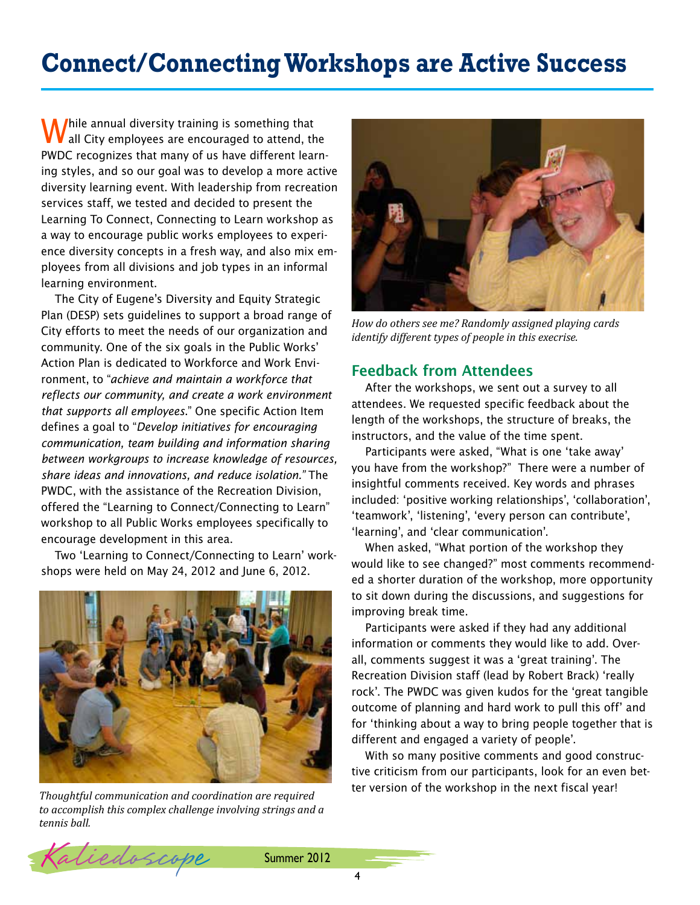# Connect/Connecting Workshops are Active Success

While annual diversity training is something that all City employees are encouraged to attend, the PWDC recognizes that many of us have different learning styles, and so our goal was to develop a more active diversity learning event. With leadership from recreation services staff, we tested and decided to present the Learning To Connect, Connecting to Learn workshop as a way to encourage public works employees to experience diversity concepts in a fresh way, and also mix employees from all divisions and job types in an informal learning environment.

The City of Eugene's Diversity and Equity Strategic Plan (DESP) sets guidelines to support a broad range of City efforts to meet the needs of our organization and community. One of the six goals in the Public Works' Action Plan is dedicated to Workforce and Work Environment, to "*achieve and maintain a workforce that reflects our community, and create a work environment that supports all employees*." One specific Action Item defines a goal to "*Develop initiatives for encouraging communication, team building and information sharing between workgroups to increase knowledge of resources, share ideas and innovations, and reduce isolation.*" The PWDC, with the assistance of the Recreation Division, offered the "Learning to Connect/Connecting to Learn" workshop to all Public Works employees specifically to encourage development in this area.

Two 'Learning to Connect/Connecting to Learn' workshops were held on May 24, 2012 and June 6, 2012.

*Thoughtful communication and coordination are required to accomplish this complex challenge involving strings and a tennis ball.*

*How do others see me? Randomly assigned playing cards identify different types of people in this exercise.*

## Feedback from Attendees

After the workshops, we sent out a survey to all attendees. We requested specific feedback about the length of the workshops, the structure of breaks, the instructors, and the value of the time spent.

Participants were asked, "What is one 'take away' you have from the workshop?" There were a number of insightful comments received. Key words and phrases included: 'positive working relationships', 'collaboration', 'teamwork', 'listening', 'every person can contribute', 'learning', and 'clear communication'.

When asked, "What portion of the workshop they would like to see changed?" most comments recommended a shorter duration of the workshop, more opportunity to sit down during the discussions, and suggestions for improving break time.

Participants were asked if they had any additional information or comments they would like to add. Overall, comments suggest it was a 'great training'. The Recreation Division staff (lead by Robert Brack) 'really rock'. The PWDC was given kudos for the 'great tangible outcome of planning and hard work to pull this off' and for 'thinking about a way to bring people together that is different and engaged a variety of people'.

With so many positive comments and good constructive criticism from our participants, look for an even better version of the workshop in the next fiscal year!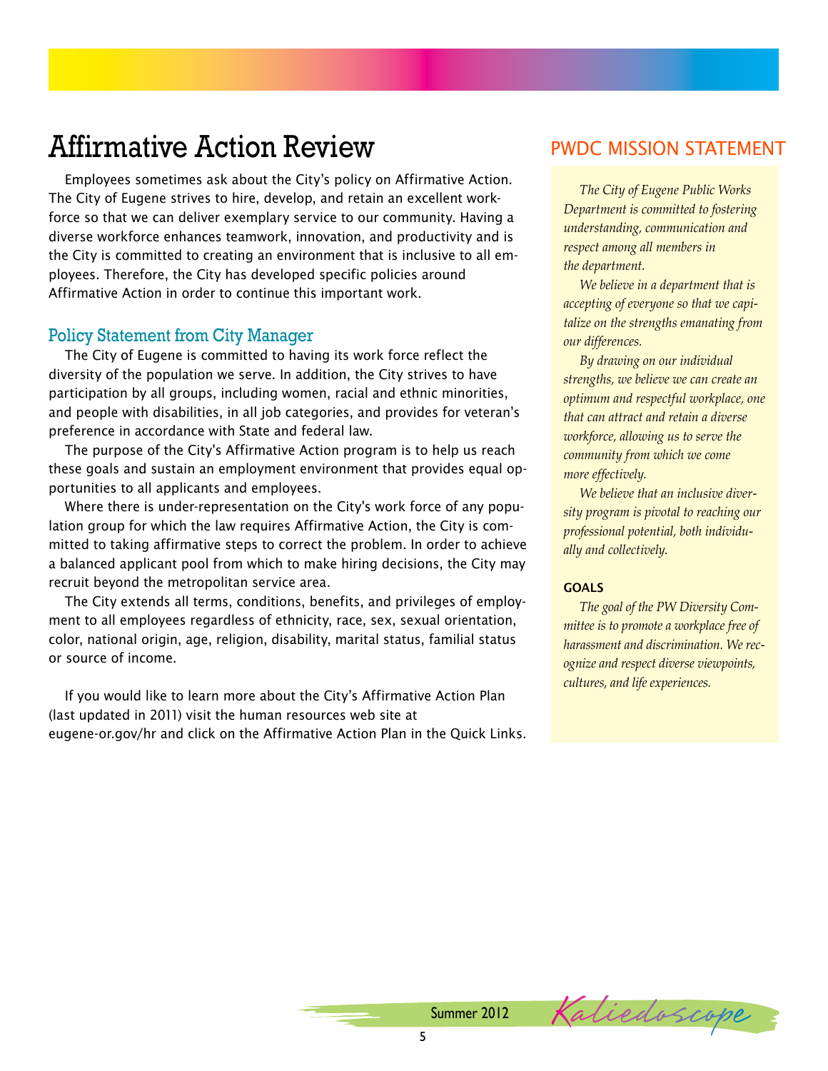# Affirmative Action Review

Employees sometimes ask about the City's policy on Affirmative Action. The City of Eugene strives to hire, develop, and retain an excellent workforce so that we can deliver exemplary service to our community. Having a diverse workforce enhances teamwork, innovation, and productivity and is the City is committed to creating an environment that is inclusive to all employees. Therefore, the City has developed specific policies around Affirmative Action in order to continue this important work.

## Policy Statement from City Manager

The City of Eugene is committed to having its work force reflect the diversity of the population we serve. In addition, the City strives to have participation by all groups, including women, racial and ethnic minorities, and people with disabilities, in all job categories, and provides for veteran's preference in accordance with State and federal law.

The purpose of the City's Affirmative Action program is to help us reach these goals and sustain an employment environment that provides equal opportunities to all applicants and employees.

Where there is under-representation on the City's work force of any population group for which the law requires Affirmative Action, the City is committed to taking affirmative steps to correct the problem. In order to achieve a balanced applicant pool from which to make hiring decisions, the City may recruit beyond the metropolitan service area.

The City extends all terms, conditions, benefits, and privileges of employment to all employees regardless of ethnicity, race, sex, sexual orientation, color, national origin, age, religion, disability, marital status, familial status or source of income.

If you would like to learn more about the City's Affirmative Action Plan (last updated in 2011) visit the human resources web site at eugene-or.gov/hr and click on the Affirmative Action Plan in the Quick Links.

## PWDC MISSION STATEMENT

*The City of Eugene Public Works Department is committed to fostering understanding, communication and respect among all members in the department.*

*We believe in a department that is accepting of everyone so that we capitalize on the strengths emanating from our differences.*

*By drawing on our individual strengths, we believe we can create an optimum and respectful workplace, one that can attract and retain a diverse workforce, allowing us to serve the community from which we come more effectively.*

*We believe that an inclusive diversity program is pivotal to reaching our professional potential, both individually and collectively.*

### GOALS

*The goal of the PW Diversity Committee is to promote a workplace free of harassment and discrimination. We recognize and respect diverse viewpoints, cultures, and life experiences.*